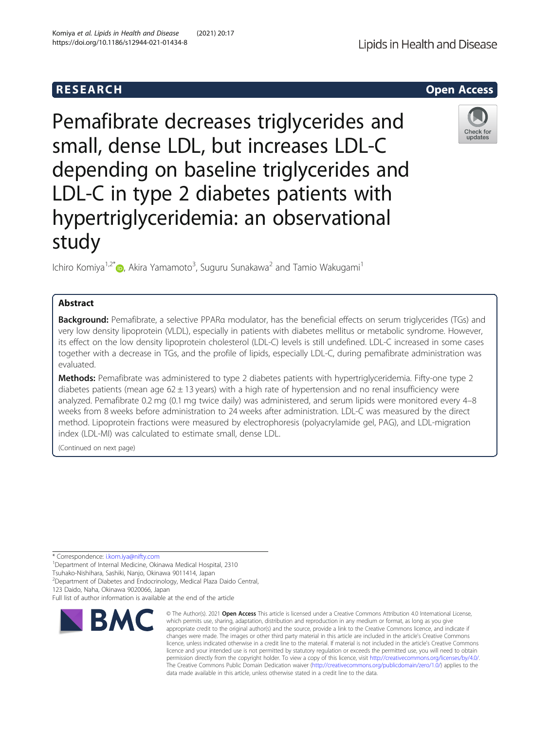RESEARCH

Open Access

# Pemafibrate decreases triglycerides and small, dense LDL, but increases LDL-C depending on baseline triglycerides and LDL-C in type 2 diabetes patients with hypertriglyceridemia: an observational study

Ichiro Komiya[1,2*], Akira Yamamoto[3], Suguru Sunakawa[2] and Tamio Wakugami[1]

## Abstract

**Background:** Pemafibrate, a selective PPARα modulator, has the beneficial effects on serum triglycerides (TGs) and very low density lipoprotein (VLDL), especially in patients with diabetes mellitus or metabolic syndrome. However, its effect on the low density lipoprotein cholesterol (LDL-C) levels is still undefined. LDL-C increased in some cases together with a decrease in TGs, and the profile of lipids, especially LDL-C, during pemafibrate administration was evaluated.

**Methods:** Pemafibrate was administered to type 2 diabetes patients with hypertriglyceridemia. Fifty-one type 2 diabetes patients (mean age 62 ± 13 years) with a high rate of hypertension and no renal insufficiency were analyzed. Pemafibrate 0.2 mg (0.1 mg twice daily) was administered, and serum lipids were monitored every 4–8 weeks from 8 weeks before administration to 24 weeks after administration. LDL-C was measured by the direct method. Lipoprotein fractions were measured by electrophoresis (polyacrylamide gel, PAG), and LDL-migration index (LDL-MI) was calculated to estimate small, dense LDL.

(Continued on next page)

* Correspondence: i.kom.iya@nifty.com
[1]Department of Internal Medicine, Okinawa Medical Hospital, 2310 Tsuhako-Nishihara, Sashiki, Nanjo, Okinawa 9011414, Japan
[2]Department of Diabetes and Endocrinology, Medical Plaza Daido Central, 123 Daido, Naha, Okinawa 9020066, Japan
Full list of author information is available at the end of the article

© The Author(s). 2021 **Open Access** This article is licensed under a Creative Commons Attribution 4.0 International License, which permits use, sharing, adaptation, distribution and reproduction in any medium or format, as long as you give appropriate credit to the original author(s) and the source, provide a link to the Creative Commons licence, and indicate if changes were made. The images or other third party material in this article are included in the article's Creative Commons licence, unless indicated otherwise in a credit line to the material. If material is not included in the article's Creative Commons licence and your intended use is not permitted by statutory regulation or exceeds the permitted use, you will need to obtain permission directly from the copyright holder. To view a copy of this licence, visit http://creativecommons.org/licenses/by/4.0/. The Creative Commons Public Domain Dedication waiver (http://creativecommons.org/publicdomain/zero/1.0/) applies to the data made available in this article, unless otherwise stated in a credit line to the data.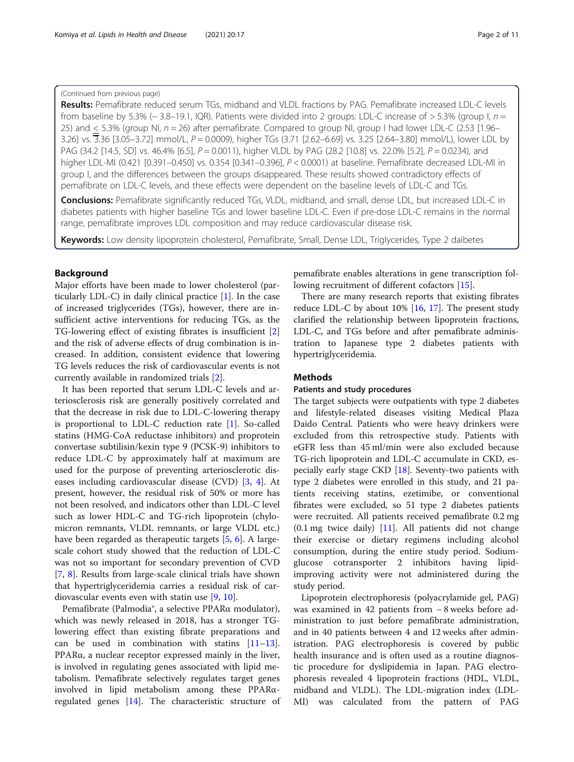(Continued from previous page)

**Results:** Pemafibrate reduced serum TGs, midband and VLDL fractions by PAG. Pemafibrate increased LDL-C levels from baseline by 5.3% (− 3.8–19.1, IQR). Patients were divided into 2 groups: LDL-C increase of > 5.3% (group I, $n$ = 25) and ≤ 5.3% (group NI, $n$ = 26) after pemafibrate. Compared to group NI, group I had lower LDL-C (2.53 [1.96–3.26] vs. 3.36 [3.05–3.72] mmol/L, $P$ = 0.0009), higher TGs (3.71 [2.62–6.69] vs. 3.25 [2.64–3.80] mmol/L), lower LDL by PAG (34.2 [14.5, SD] vs. 46.4% [6.5], $P$ = 0.0011), higher VLDL by PAG (28.2 [10.8] vs. 22.0% [5.2], $P$ = 0.0234), and higher LDL-MI (0.421 [0.391–0.450] vs. 0.354 [0.341–0.396], $P$ < 0.0001) at baseline. Pemafibrate decreased LDL-MI in group I, and the differences between the groups disappeared. These results showed contradictory effects of pemafibrate on LDL-C levels, and these effects were dependent on the baseline levels of LDL-C and TGs.

**Conclusions:** Pemafibrate significantly reduced TGs, VLDL, midband, and small, dense LDL, but increased LDL-C in diabetes patients with higher baseline TGs and lower baseline LDL-C. Even if pre-dose LDL-C remains in the normal range, pemafibrate improves LDL composition and may reduce cardiovascular disease risk.

**Keywords:** Low density lipoprotein cholesterol, Pemafibrate, Small, Dense LDL, Triglycerides, Type 2 daibetes

## Background

Major efforts have been made to lower cholesterol (particularly LDL-C) in daily clinical practice [1]. In the case of increased triglycerides (TGs), however, there are insufficient active interventions for reducing TGs, as the TG-lowering effect of existing fibrates is insufficient [2] and the risk of adverse effects of drug combination is increased. In addition, consistent evidence that lowering TG levels reduces the risk of cardiovascular events is not currently available in randomized trials [2].

It has been reported that serum LDL-C levels and arteriosclerosis risk are generally positively correlated and that the decrease in risk due to LDL-C-lowering therapy is proportional to LDL-C reduction rate [1]. So-called statins (HMG-CoA reductase inhibitors) and proprotein convertase subtilisin/kexin type 9 (PCSK-9) inhibitors to reduce LDL-C by approximately half at maximum are used for the purpose of preventing arteriosclerotic diseases including cardiovascular disease (CVD) [3, 4]. At present, however, the residual risk of 50% or more has not been resolved, and indicators other than LDL-C level such as lower HDL-C and TG-rich lipoprotein (chylomicron remnants, VLDL remnants, or large VLDL etc.) have been regarded as therapeutic targets [5, 6]. A large-scale cohort study showed that the reduction of LDL-C was not so important for secondary prevention of CVD [7, 8]. Results from large-scale clinical trials have shown that hypertriglyceridemia carries a residual risk of cardiovascular events even with statin use [9, 10].

Pemafibrate (Palmodia®, a selective PPARα modulator), which was newly released in 2018, has a stronger TG-lowering effect than existing fibrate preparations and can be used in combination with statins [11–13]. PPARα, a nuclear receptor expressed mainly in the liver, is involved in regulating genes associated with lipid metabolism. Pemafibrate selectively regulates target genes involved in lipid metabolism among these PPARα-regulated genes [14]. The characteristic structure of pemafibrate enables alterations in gene transcription following recruitment of different cofactors [15].

There are many research reports that existing fibrates reduce LDL-C by about 10% [16, 17]. The present study clarified the relationship between lipoprotein fractions, LDL-C, and TGs before and after pemafibrate administration to Japanese type 2 diabetes patients with hypertriglyceridemia.

## Methods

### Patients and study procedures

The target subjects were outpatients with type 2 diabetes and lifestyle-related diseases visiting Medical Plaza Daido Central. Patients who were heavy drinkers were excluded from this retrospective study. Patients with eGFR less than 45 ml/min were also excluded because TG-rich lipoprotein and LDL-C accumulate in CKD, especially early stage CKD [18]. Seventy-two patients with type 2 diabetes were enrolled in this study, and 21 patients receiving statins, ezetimibe, or conventional fibrates were excluded, so 51 type 2 diabetes patients were recruited. All patients received pemafibrate 0.2 mg (0.1 mg twice daily) [11]. All patients did not change their exercise or dietary regimens including alcohol consumption, during the entire study period. Sodium-glucose cotransporter 2 inhibitors having lipid-improving activity were not administered during the study period.

Lipoprotein electrophoresis (polyacrylamide gel, PAG) was examined in 42 patients from − 8 weeks before administration to just before pemafibrate administration, and in 40 patients between 4 and 12 weeks after administration. PAG electrophoresis is covered by public health insurance and is often used as a routine diagnostic procedure for dyslipidemia in Japan. PAG electrophoresis revealed 4 lipoprotein fractions (HDL, VLDL, midband and VLDL). The LDL-migration index (LDL-MI) was calculated from the pattern of PAG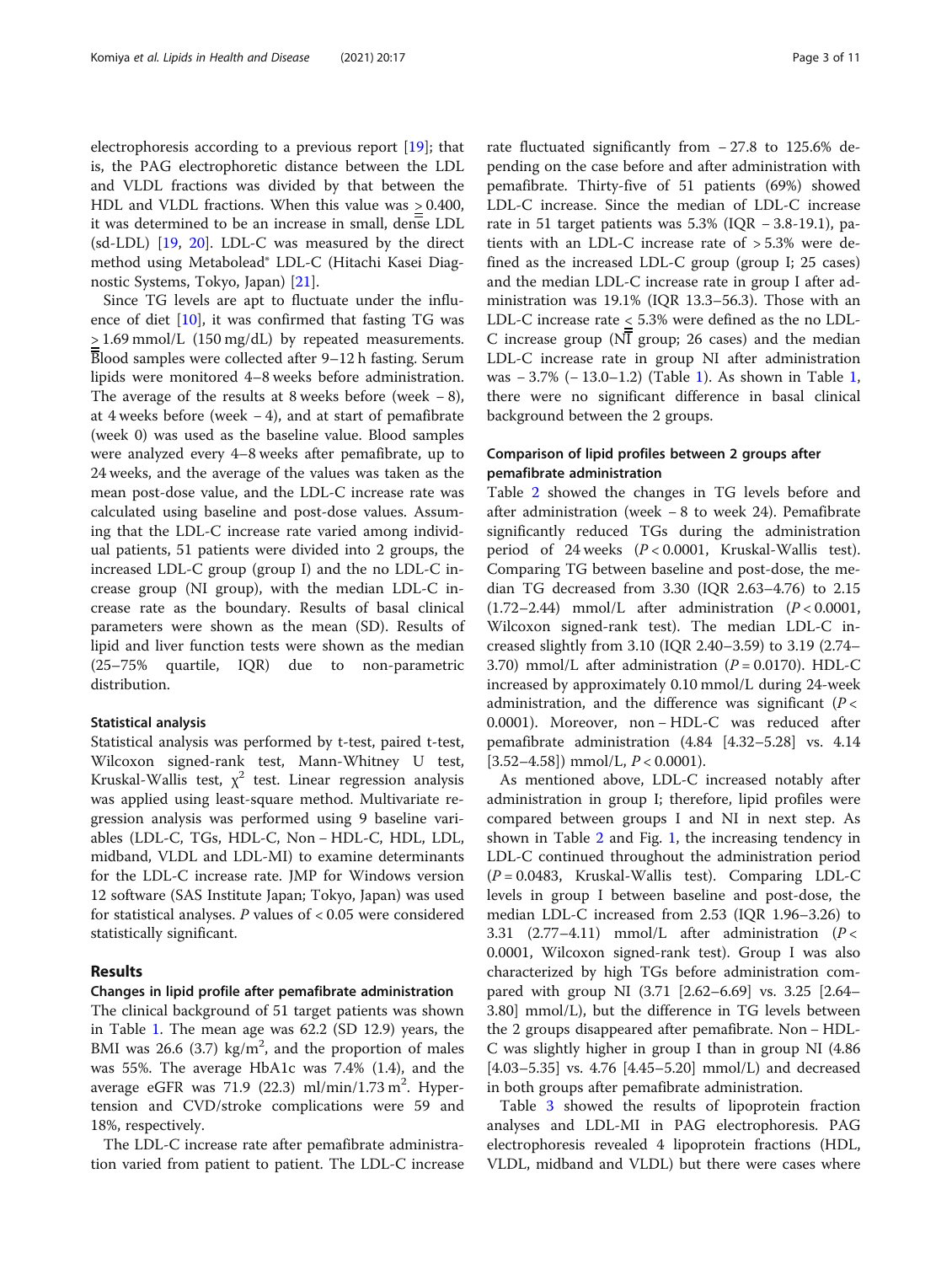electrophoresis according to a previous report [19]; that is, the PAG electrophoretic distance between the LDL and VLDL fractions was divided by that between the HDL and VLDL fractions. When this value was ≥ 0.400, it was determined to be an increase in small, dense LDL (sd-LDL) [19, 20]. LDL-C was measured by the direct method using Metabolead® LDL-C (Hitachi Kasei Diagnostic Systems, Tokyo, Japan) [21].

Since TG levels are apt to fluctuate under the influence of diet [10], it was confirmed that fasting TG was ≥ 1.69 mmol/L (150 mg/dL) by repeated measurements. Blood samples were collected after 9–12 h fasting. Serum lipids were monitored 4–8 weeks before administration. The average of the results at 8 weeks before (week − 8), at 4 weeks before (week − 4), and at start of pemafibrate (week 0) was used as the baseline value. Blood samples were analyzed every 4–8 weeks after pemafibrate, up to 24 weeks, and the average of the values was taken as the mean post-dose value, and the LDL-C increase rate was calculated using baseline and post-dose values. Assuming that the LDL-C increase rate varied among individual patients, 51 patients were divided into 2 groups, the increased LDL-C group (group I) and the no LDL-C increase group (NI group), with the median LDL-C increase rate as the boundary. Results of basal clinical parameters were shown as the mean (SD). Results of lipid and liver function tests were shown as the median (25–75% quartile, IQR) due to non-parametric distribution.

### Statistical analysis

Statistical analysis was performed by t-test, paired t-test, Wilcoxon signed-rank test, Mann-Whitney U test, Kruskal-Wallis test, $\chi^2$ test. Linear regression analysis was applied using least-square method. Multivariate regression analysis was performed using 9 baseline variables (LDL-C, TGs, HDL-C, Non − HDL-C, HDL, LDL, midband, VLDL and LDL-MI) to examine determinants for the LDL-C increase rate. JMP for Windows version 12 software (SAS Institute Japan; Tokyo, Japan) was used for statistical analyses. *P* values of < 0.05 were considered statistically significant.

## Results

### Changes in lipid profile after pemafibrate administration

The clinical background of 51 target patients was shown in Table 1. The mean age was 62.2 (SD 12.9) years, the BMI was 26.6 (3.7) kg/m$^2$, and the proportion of males was 55%. The average HbA1c was 7.4% (1.4), and the average eGFR was 71.9 (22.3) ml/min/1.73 m$^2$. Hypertension and CVD/stroke complications were 59 and 18%, respectively.

The LDL-C increase rate after pemafibrate administration varied from patient to patient. The LDL-C increase rate fluctuated significantly from − 27.8 to 125.6% depending on the case before and after administration with pemafibrate. Thirty-five of 51 patients (69%) showed LDL-C increase. Since the median of LDL-C increase rate in 51 target patients was 5.3% (IQR − 3.8-19.1), patients with an LDL-C increase rate of > 5.3% were defined as the increased LDL-C group (group I; 25 cases) and the median LDL-C increase rate in group I after administration was 19.1% (IQR 13.3–56.3). Those with an LDL-C increase rate ≤ 5.3% were defined as the no LDL-C increase group (NI group; 26 cases) and the median LDL-C increase rate in group NI after administration was − 3.7% (− 13.0–1.2) (Table 1). As shown in Table 1, there were no significant difference in basal clinical background between the 2 groups.

### Comparison of lipid profiles between 2 groups after pemafibrate administration

Table 2 showed the changes in TG levels before and after administration (week − 8 to week 24). Pemafibrate significantly reduced TGs during the administration period of 24 weeks (*P* < 0.0001, Kruskal-Wallis test). Comparing TG between baseline and post-dose, the median TG decreased from 3.30 (IQR 2.63–4.76) to 2.15 (1.72–2.44) mmol/L after administration (*P* < 0.0001, Wilcoxon signed-rank test). The median LDL-C increased slightly from 3.10 (IQR 2.40–3.59) to 3.19 (2.74–3.70) mmol/L after administration (*P* = 0.0170). HDL-C increased by approximately 0.10 mmol/L during 24-week administration, and the difference was significant (*P* < 0.0001). Moreover, non − HDL-C was reduced after pemafibrate administration (4.84 [4.32–5.28] vs. 4.14 [3.52–4.58]) mmol/L, *P* < 0.0001).

As mentioned above, LDL-C increased notably after administration in group I; therefore, lipid profiles were compared between groups I and NI in next step. As shown in Table 2 and Fig. 1, the increasing tendency in LDL-C continued throughout the administration period (*P* = 0.0483, Kruskal-Wallis test). Comparing LDL-C levels in group I between baseline and post-dose, the median LDL-C increased from 2.53 (IQR 1.96–3.26) to 3.31 (2.77–4.11) mmol/L after administration (*P* < 0.0001, Wilcoxon signed-rank test). Group I was also characterized by high TGs before administration compared with group NI (3.71 [2.62–6.69] vs. 3.25 [2.64–3.80] mmol/L), but the difference in TG levels between the 2 groups disappeared after pemafibrate. Non − HDL-C was slightly higher in group I than in group NI (4.86 [4.03–5.35] vs. 4.76 [4.45–5.20] mmol/L) and decreased in both groups after pemafibrate administration.

Table 3 showed the results of lipoprotein fraction analyses and LDL-MI in PAG electrophoresis. PAG electrophoresis revealed 4 lipoprotein fractions (HDL, VLDL, midband and VLDL) but there were cases where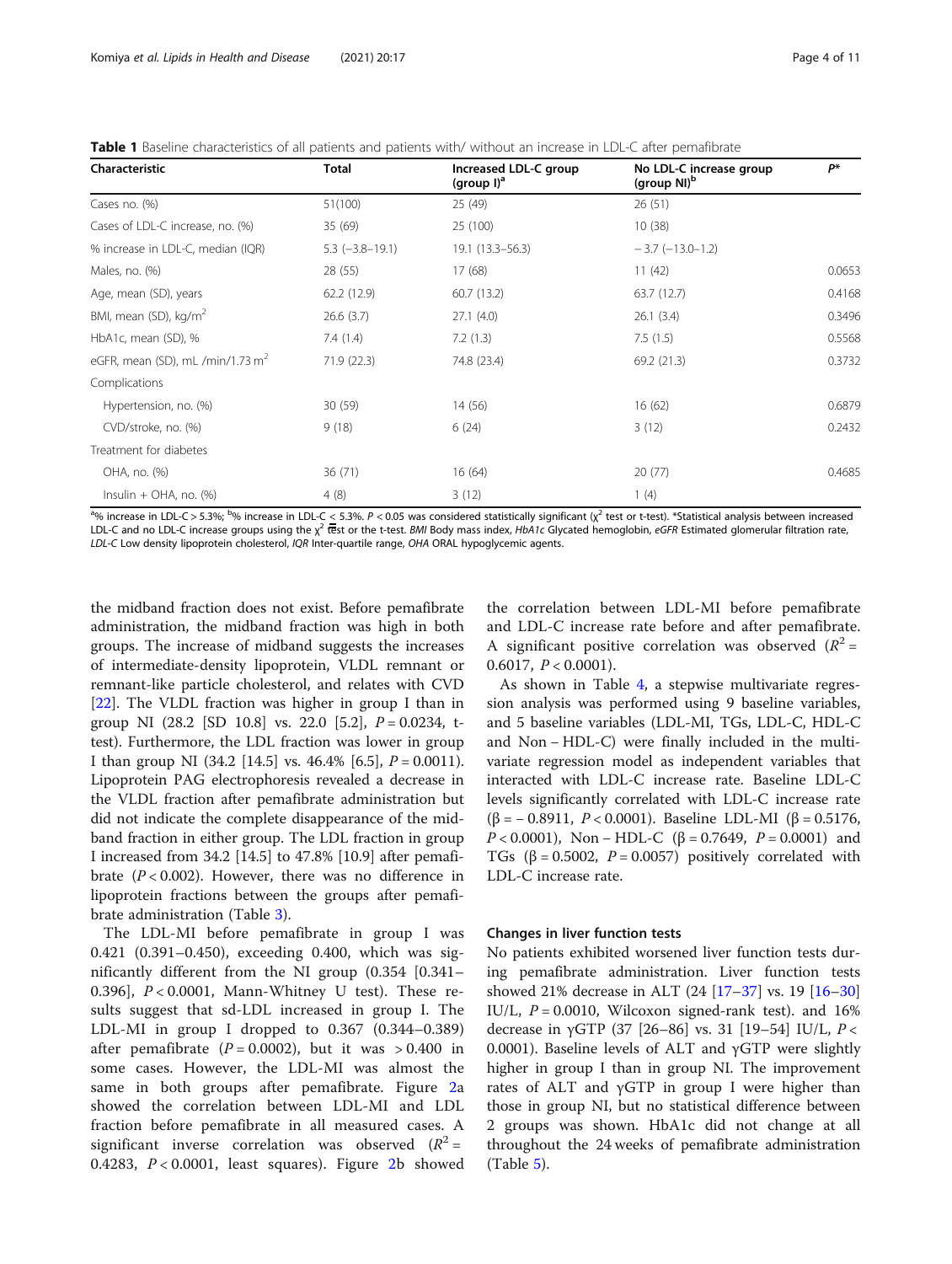**Table 1** Baseline characteristics of all patients and patients with/ without an increase in LDL-C after pemafibrate

| Characteristic | Total | Increased LDL-C group (group I)[a] | No LDL-C increase group (group NI)[b] | $P$* |
|---|---|---|---|---|
| Cases no. (%) | 51(100) | 25 (49) | 26 (51) | |
| Cases of LDL-C increase, no. (%) | 35 (69) | 25 (100) | 10 (38) | |
| % increase in LDL-C, median (IQR) | 5.3 (−3.8–19.1) | 19.1 (13.3–56.3) | − 3.7 (−13.0–1.2) | |
| Males, no. (%) | 28 (55) | 17 (68) | 11 (42) | 0.0653 |
| Age, mean (SD), years | 62.2 (12.9) | 60.7 (13.2) | 63.7 (12.7) | 0.4168 |
| BMI, mean (SD), kg/m$^2$ | 26.6 (3.7) | 27.1 (4.0) | 26.1 (3.4) | 0.3496 |
| HbA1c, mean (SD), % | 7.4 (1.4) | 7.2 (1.3) | 7.5 (1.5) | 0.5568 |
| eGFR, mean (SD), mL /min/1.73 m$^2$ | 71.9 (22.3) | 74.8 (23.4) | 69.2 (21.3) | 0.3732 |
| Complications | | | | |
| Hypertension, no. (%) | 30 (59) | 14 (56) | 16 (62) | 0.6879 |
| CVD/stroke, no. (%) | 9 (18) | 6 (24) | 3 (12) | 0.2432 |
| Treatment for diabetes | | | | |
| OHA, no. (%) | 36 (71) | 16 (64) | 20 (77) | 0.4685 |
| Insulin + OHA, no. (%) | 4 (8) | 3 (12) | 1 (4) | |

[a]% increase in LDL-C > 5.3%; [b]% increase in LDL-C < 5.3%. $P < 0.05$ was considered statistically significant ($\chi^2$ test or t-test). *Statistical analysis between increased LDL-C and no LDL-C increase groups using the $\chi^2$ test or the t-test. *BMI* Body mass index, *HbA1c* Glycated hemoglobin, *eGFR* Estimated glomerular filtration rate, *LDL-C* Low density lipoprotein cholesterol, *IQR* Inter-quartile range, *OHA* ORAL hypoglycemic agents.

the midband fraction does not exist. Before pemafibrate administration, the midband fraction was high in both groups. The increase of midband suggests the increases of intermediate-density lipoprotein, VLDL remnant or remnant-like particle cholesterol, and relates with CVD [22]. The VLDL fraction was higher in group I than in group NI (28.2 [SD 10.8] vs. 22.0 [5.2], $P = 0.0234$, t-test). Furthermore, the LDL fraction was lower in group I than group NI (34.2 [14.5] vs. 46.4% [6.5], $P = 0.0011$). Lipoprotein PAG electrophoresis revealed a decrease in the VLDL fraction after pemafibrate administration but did not indicate the complete disappearance of the midband fraction in either group. The LDL fraction in group I increased from 34.2 [14.5] to 47.8% [10.9] after pemafibrate ($P < 0.002$). However, there was no difference in lipoprotein fractions between the groups after pemafibrate administration (Table 3).

The LDL-MI before pemafibrate in group I was 0.421 (0.391–0.450), exceeding 0.400, which was significantly different from the NI group (0.354 [0.341–0.396], $P < 0.0001$, Mann-Whitney U test). These results suggest that sd-LDL increased in group I. The LDL-MI in group I dropped to 0.367 (0.344–0.389) after pemafibrate ($P = 0.0002$), but it was > 0.400 in some cases. However, the LDL-MI was almost the same in both groups after pemafibrate. Figure 2a showed the correlation between LDL-MI and LDL fraction before pemafibrate in all measured cases. A significant inverse correlation was observed ($R^2 = 0.4283$, $P < 0.0001$, least squares). Figure 2b showed the correlation between LDL-MI before pemafibrate and LDL-C increase rate before and after pemafibrate. A significant positive correlation was observed ($R^2 = 0.6017$, $P < 0.0001$).

As shown in Table 4, a stepwise multivariate regression analysis was performed using 9 baseline variables, and 5 baseline variables (LDL-MI, TGs, LDL-C, HDL-C and Non – HDL-C) were finally included in the multivariate regression model as independent variables that interacted with LDL-C increase rate. Baseline LDL-C levels significantly correlated with LDL-C increase rate ($\beta = -0.8911$, $P < 0.0001$). Baseline LDL-MI ($\beta = 0.5176$, $P < 0.0001$), Non – HDL-C ($\beta = 0.7649$, $P = 0.0001$) and TGs ($\beta = 0.5002$, $P = 0.0057$) positively correlated with LDL-C increase rate.

### Changes in liver function tests

No patients exhibited worsened liver function tests during pemafibrate administration. Liver function tests showed 21% decrease in ALT (24 [17–37] vs. 19 [16–30] IU/L, $P = 0.0010$, Wilcoxon signed-rank test). and 16% decrease in γGTP (37 [26–86] vs. 31 [19–54] IU/L, $P < 0.0001$). Baseline levels of ALT and γGTP were slightly higher in group I than in group NI. The improvement rates of ALT and γGTP in group I were higher than those in group NI, but no statistical difference between 2 groups was shown. HbA1c did not change at all throughout the 24 weeks of pemafibrate administration (Table 5).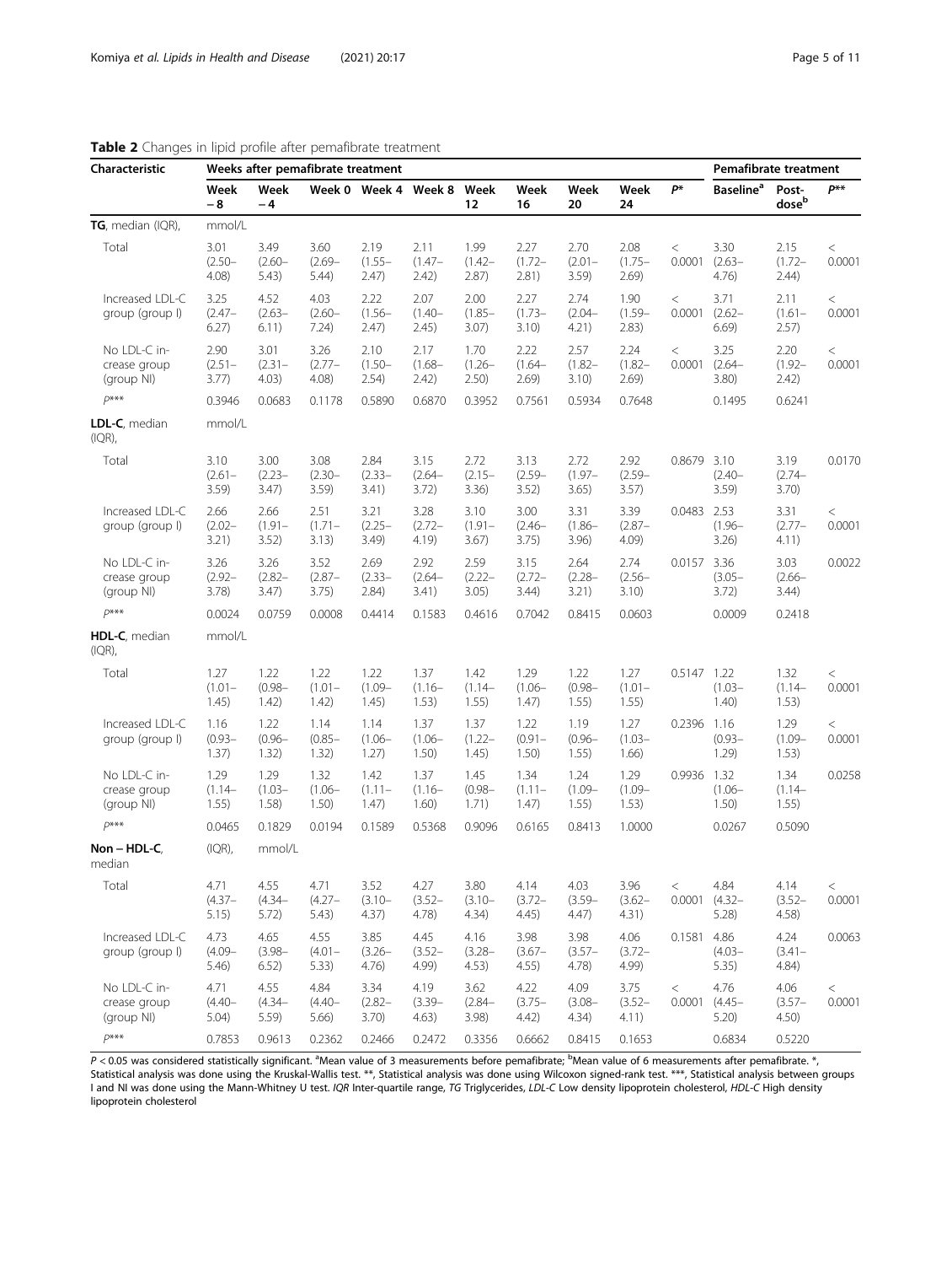**Table 2** Changes in lipid profile after pemafibrate treatment

| Characteristic | Weeks after pemafibrate treatment | | | | | | | | | | Pemafibrate treatment | | |
|---|---|---|---|---|---|---|---|---|---|---|---|---|---|
| | Week −8 | Week −4 | Week 0 | Week 4 | Week 8 | Week 12 | Week 16 | Week 20 | Week 24 | $P$* | Baseline[a] | Post-dose[b] | $P$** |
| **TG**, median (IQR), | mmol/L | | | | | | | | | | | | |
| Total | 3.01 (2.50–4.08) | 3.49 (2.60–5.43) | 3.60 (2.69–5.44) | 2.19 (1.55–2.47) | 2.11 (1.47–2.42) | 1.99 (1.42–2.87) | 2.27 (1.72–2.81) | 2.70 (2.01–3.59) | 2.08 (1.75–2.69) | < 0.0001 | 3.30 (2.63–4.76) | 2.15 (1.72–2.44) | < 0.0001 |
| Increased LDL-C group (group I) | 3.25 (2.47–6.27) | 4.52 (2.63–6.11) | 4.03 (2.60–7.24) | 2.22 (1.56–2.47) | 2.07 (1.40–2.45) | 2.00 (1.85–3.07) | 2.27 (1.73–3.10) | 2.74 (2.04–4.21) | 1.90 (1.59–2.83) | < 0.0001 | 3.71 (2.62–6.69) | 2.11 (1.61–2.57) | < 0.0001 |
| No LDL-C increase group (group NI) | 2.90 (2.51–3.77) | 3.01 (2.31–4.03) | 3.26 (2.77–4.08) | 2.10 (1.50–2.54) | 2.17 (1.68–2.42) | 1.70 (1.26–2.50) | 2.22 (1.64–2.69) | 2.57 (1.82–3.10) | 2.24 (1.82–2.69) | < 0.0001 | 3.25 (2.64–3.80) | 2.20 (1.92–2.42) | < 0.0001 |
| $P$*** | 0.3946 | 0.0683 | 0.1178 | 0.5890 | 0.6870 | 0.3952 | 0.7561 | 0.5934 | 0.7648 | | 0.1495 | 0.6241 | |
| **LDL-C**, median (IQR), | mmol/L | | | | | | | | | | | | |
| Total | 3.10 (2.61–3.59) | 3.00 (2.23–3.47) | 3.08 (2.30–3.59) | 2.84 (2.33–3.41) | 3.15 (2.64–3.72) | 2.72 (2.15–3.36) | 3.13 (2.59–3.52) | 2.72 (1.97–3.65) | 2.92 (2.59–3.57) | 0.8679 | 3.10 (2.40–3.59) | 3.19 (2.74–3.70) | 0.0170 |
| Increased LDL-C group (group I) | 2.66 (2.02–3.21) | 2.66 (1.91–3.52) | 2.51 (1.71–3.13) | 3.21 (2.25–3.49) | 3.28 (2.72–4.19) | 3.10 (1.91–3.67) | 3.00 (2.46–3.75) | 3.31 (1.86–3.96) | 3.39 (2.87–4.09) | 0.0483 | 2.53 (1.96–3.26) | 3.31 (2.77–4.11) | < 0.0001 |
| No LDL-C increase group (group NI) | 3.26 (2.92–3.78) | 3.26 (2.82–3.47) | 3.52 (2.87–3.75) | 2.69 (2.33–2.84) | 2.92 (2.64–3.41) | 2.59 (2.22–3.05) | 3.15 (2.72–3.44) | 2.64 (2.28–3.21) | 2.74 (2.56–3.10) | 0.0157 | 3.36 (3.05–3.72) | 3.03 (2.66–3.44) | 0.0022 |
| $P$*** | 0.0024 | 0.0759 | 0.0008 | 0.4414 | 0.1583 | 0.4616 | 0.7042 | 0.8415 | 0.0603 | | 0.0009 | 0.2418 | |
| **HDL-C**, median (IQR), | mmol/L | | | | | | | | | | | | |
| Total | 1.27 (1.01–1.45) | 1.22 (0.98–1.42) | 1.22 (1.01–1.42) | 1.22 (1.09–1.45) | 1.37 (1.16–1.53) | 1.42 (1.14–1.55) | 1.29 (1.06–1.47) | 1.22 (0.98–1.55) | 1.27 (1.01–1.55) | 0.5147 | 1.22 (1.03–1.40) | 1.32 (1.14–1.53) | < 0.0001 |
| Increased LDL-C group (group I) | 1.16 (0.93–1.37) | 1.22 (0.96–1.32) | 1.14 (0.85–1.32) | 1.14 (1.06–1.27) | 1.37 (1.06–1.50) | 1.37 (1.22–1.45) | 1.22 (0.91–1.50) | 1.19 (0.96–1.55) | 1.27 (1.03–1.66) | 0.2396 | 1.16 (0.93–1.29) | 1.29 (1.09–1.53) | < 0.0001 |
| No LDL-C increase group (group NI) | 1.29 (1.14–1.55) | 1.29 (1.03–1.58) | 1.32 (1.06–1.50) | 1.42 (1.11–1.47) | 1.37 (1.16–1.60) | 1.45 (0.98–1.71) | 1.34 (1.11–1.47) | 1.24 (1.09–1.55) | 1.29 (1.09–1.53) | 0.9936 | 1.32 (1.06–1.50) | 1.34 (1.14–1.55) | 0.0258 |
| $P$*** | 0.0465 | 0.1829 | 0.0194 | 0.1589 | 0.5368 | 0.9096 | 0.6165 | 0.8413 | 1.0000 | | 0.0267 | 0.5090 | |
| **Non – HDL-C**, median | (IQR), | mmol/L | | | | | | | | | | | |
| Total | 4.71 (4.37–5.15) | 4.55 (4.34–5.72) | 4.71 (4.27–5.43) | 3.52 (3.10–4.37) | 4.27 (3.52–4.78) | 3.80 (3.10–4.34) | 4.14 (3.72–4.45) | 4.03 (3.59–4.47) | 3.96 (3.62–4.31) | < 0.0001 | 4.84 (4.32–5.28) | 4.14 (3.52–4.58) | < 0.0001 |
| Increased LDL-C group (group I) | 4.73 (4.09–5.46) | 4.65 (3.98–6.52) | 4.55 (4.01–5.33) | 3.85 (3.26–4.76) | 4.45 (3.52–4.99) | 4.16 (3.28–4.53) | 3.98 (3.67–4.55) | 3.98 (3.57–4.78) | 4.06 (3.72–4.99) | 0.1581 | 4.86 (4.03–5.35) | 4.24 (3.41–4.84) | 0.0063 |
| No LDL-C increase group (group NI) | 4.71 (4.40–5.04) | 4.55 (4.34–5.59) | 4.84 (4.40–5.66) | 3.34 (2.82–3.70) | 4.19 (3.39–4.63) | 3.62 (2.84–3.98) | 4.22 (3.75–4.42) | 4.09 (3.08–4.34) | 3.75 (3.52–4.11) | < 0.0001 | 4.76 (4.45–5.20) | 4.06 (3.57–4.50) | < 0.0001 |
| $P$*** | 0.7853 | 0.9613 | 0.2362 | 0.2466 | 0.2472 | 0.3356 | 0.6662 | 0.8415 | 0.1653 | | 0.6834 | 0.5220 | |

$P < 0.05$ was considered statistically significant. [a]Mean value of 3 measurements before pemafibrate; [b]Mean value of 6 measurements after pemafibrate. *, Statistical analysis was done using the Kruskal-Wallis test. **, Statistical analysis was done using Wilcoxon signed-rank test. ***, Statistical analysis between groups I and NI was done using the Mann-Whitney U test. *IQR* Inter-quartile range, *TG* Triglycerides, *LDL-C* Low density lipoprotein cholesterol, *HDL-C* High density lipoprotein cholesterol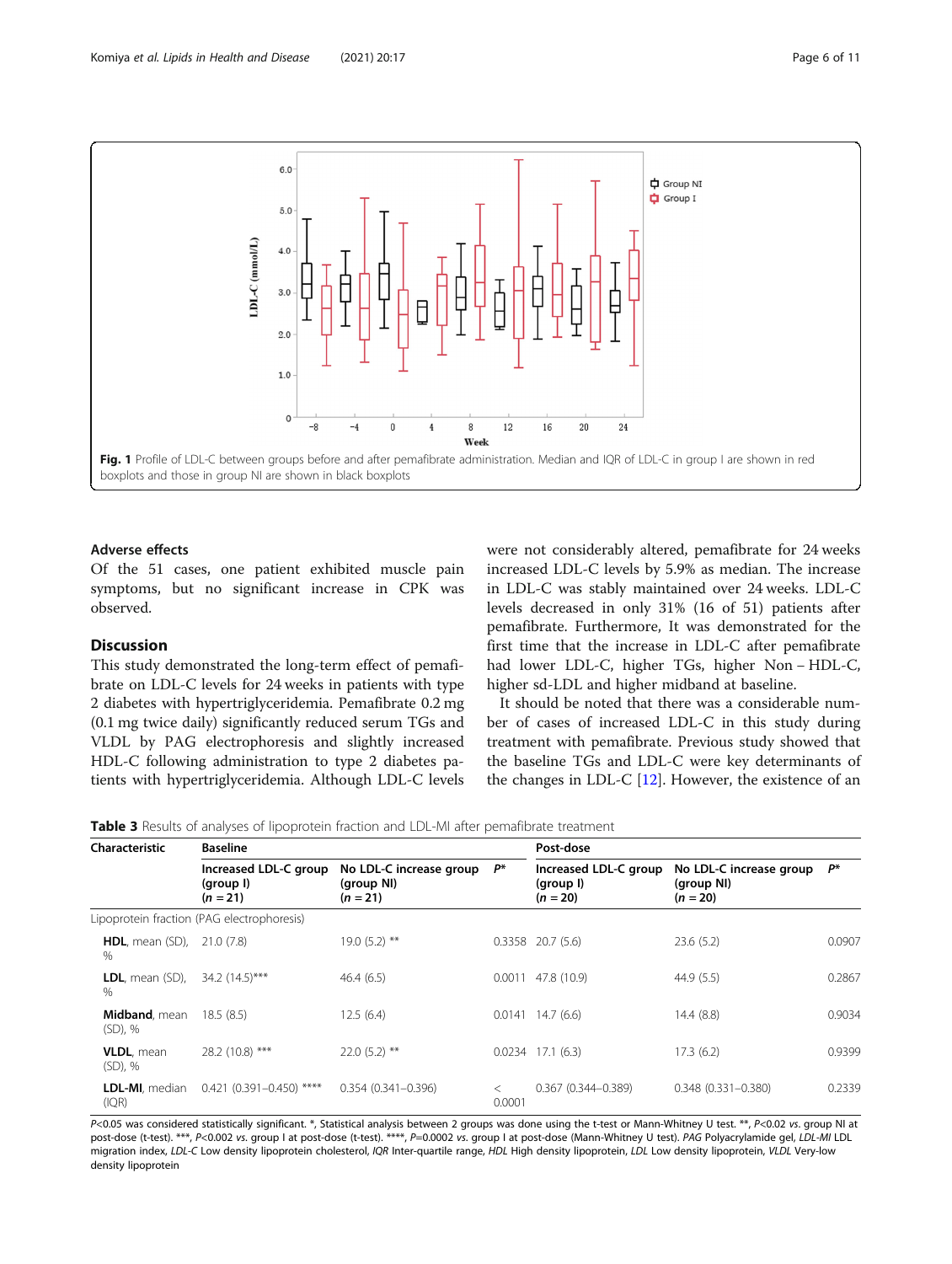**Fig. 1** Profile of LDL-C between groups before and after pemafibrate administration. Median and IQR of LDL-C in group I are shown in red boxplots and those in group NI are shown in black boxplots

### Adverse effects

Of the 51 cases, one patient exhibited muscle pain symptoms, but no significant increase in CPK was observed.

## Discussion

This study demonstrated the long-term effect of pemafibrate on LDL-C levels for 24 weeks in patients with type 2 diabetes with hypertriglyceridemia. Pemafibrate 0.2 mg (0.1 mg twice daily) significantly reduced serum TGs and VLDL by PAG electrophoresis and slightly increased HDL-C following administration to type 2 diabetes patients with hypertriglyceridemia. Although LDL-C levels were not considerably altered, pemafibrate for 24 weeks increased LDL-C levels by 5.9% as median. The increase in LDL-C was stably maintained over 24 weeks. LDL-C levels decreased in only 31% (16 of 51) patients after pemafibrate. Furthermore, It was demonstrated for the first time that the increase in LDL-C after pemafibrate had lower LDL-C, higher TGs, higher Non – HDL-C, higher sd-LDL and higher midband at baseline.

It should be noted that there was a considerable number of cases of increased LDL-C in this study during treatment with pemafibrate. Previous study showed that the baseline TGs and LDL-C were key determinants of the changes in LDL-C [12]. However, the existence of an

**Table 3** Results of analyses of lipoprotein fraction and LDL-MI after pemafibrate treatment

| Characteristic | Baseline | | | Post-dose | | |
|---|---|---|---|---|---|---|
| | Increased LDL-C group (group I) ($n = 21$) | No LDL-C increase group (group NI) ($n = 21$) | $P$* | Increased LDL-C group (group I) ($n = 20$) | No LDL-C increase group (group NI) ($n = 20$) | $P$* |
| Lipoprotein fraction (PAG electrophoresis) | | | | | | |
| **HDL**, mean (SD), % | 21.0 (7.8) | 19.0 (5.2) ** | 0.3358 | 20.7 (5.6) | 23.6 (5.2) | 0.0907 |
| **LDL**, mean (SD), % | 34.2 (14.5)*** | 46.4 (6.5) | 0.0011 | 47.8 (10.9) | 44.9 (5.5) | 0.2867 |
| **Midband**, mean (SD), % | 18.5 (8.5) | 12.5 (6.4) | 0.0141 | 14.7 (6.6) | 14.4 (8.8) | 0.9034 |
| **VLDL**, mean (SD), % | 28.2 (10.8) *** | 22.0 (5.2) ** | 0.0234 | 17.1 (6.3) | 17.3 (6.2) | 0.9399 |
| **LDL-MI**, median (IQR) | 0.421 (0.391–0.450) **** | 0.354 (0.341–0.396) | < 0.0001 | 0.367 (0.344–0.389) | 0.348 (0.331–0.380) | 0.2339 |

$P<0.05$ was considered statistically significant. *, Statistical analysis between 2 groups was done using the t-test or Mann-Whitney U test. **, $P<0.02$ *vs.* group NI at post-dose (t-test). ***, $P<0.002$ *vs.* group I at post-dose (t-test). ****, $P=0.0002$ *vs.* group I at post-dose (Mann-Whitney U test). *PAG* Polyacrylamide gel, *LDL-MI* LDL migration index, *LDL-C* Low density lipoprotein cholesterol, *IQR* Inter-quartile range, *HDL* High density lipoprotein, *LDL* Low density lipoprotein, *VLDL* Very-low density lipoprotein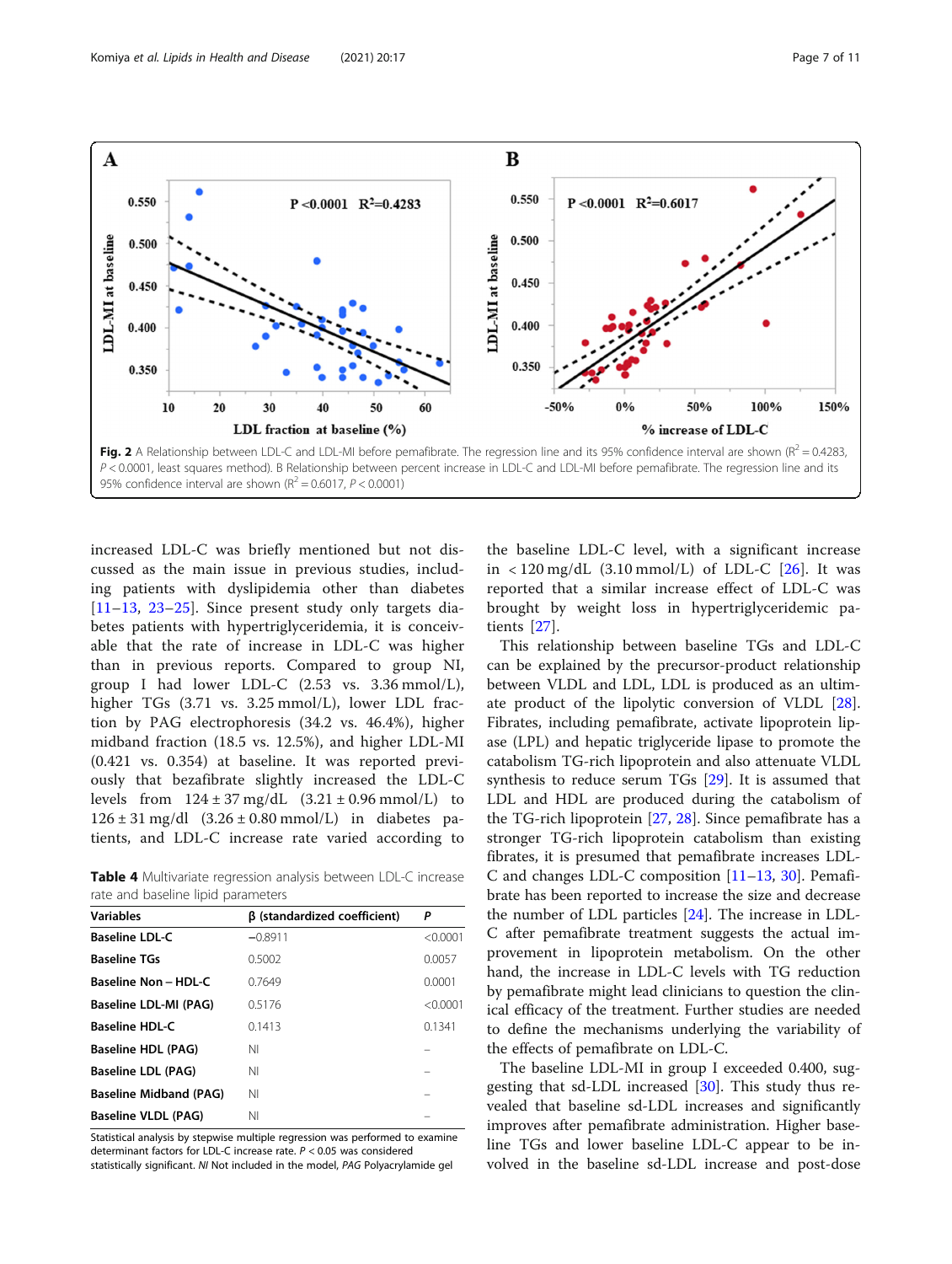Fig. 2 A Relationship between LDL-C and LDL-MI before pemafibrate. The regression line and its 95% confidence interval are shown ($R^2 = 0.4283$, $P < 0.0001$, least squares method). B Relationship between percent increase in LDL-C and LDL-MI before pemafibrate. The regression line and its 95% confidence interval are shown ($R^2 = 0.6017$, $P < 0.0001$)

increased LDL-C was briefly mentioned but not discussed as the main issue in previous studies, including patients with dyslipidemia other than diabetes [11–13, 23–25]. Since present study only targets diabetes patients with hypertriglyceridemia, it is conceivable that the rate of increase in LDL-C was higher than in previous reports. Compared to group NI, group I had lower LDL-C (2.53 vs. 3.36 mmol/L), higher TGs (3.71 vs. 3.25 mmol/L), lower LDL fraction by PAG electrophoresis (34.2 vs. 46.4%), higher midband fraction (18.5 vs. 12.5%), and higher LDL-MI (0.421 vs. 0.354) at baseline. It was reported previously that bezafibrate slightly increased the LDL-C levels from 124 ± 37 mg/dL (3.21 ± 0.96 mmol/L) to 126 ± 31 mg/dl (3.26 ± 0.80 mmol/L) in diabetes patients, and LDL-C increase rate varied according to the baseline LDL-C level, with a significant increase in < 120 mg/dL (3.10 mmol/L) of LDL-C [26]. It was reported that a similar increase effect of LDL-C was brought by weight loss in hypertriglyceridemic patients [27].

Table 4 Multivariate regression analysis between LDL-C increase rate and baseline lipid parameters

| Variables | β (standardized coefficient) | P |
|---|---|---|
| **Baseline LDL-C** | −0.8911 | <0.0001 |
| **Baseline TGs** | 0.5002 | 0.0057 |
| **Baseline Non – HDL-C** | 0.7649 | 0.0001 |
| **Baseline LDL-MI (PAG)** | 0.5176 | <0.0001 |
| **Baseline HDL-C** | 0.1413 | 0.1341 |
| **Baseline HDL (PAG)** | NI | – |
| **Baseline LDL (PAG)** | NI | – |
| **Baseline Midband (PAG)** | NI | – |
| **Baseline VLDL (PAG)** | NI | – |

Statistical analysis by stepwise multiple regression was performed to examine determinant factors for LDL-C increase rate. $P < 0.05$ was considered statistically significant. NI Not included in the model, PAG Polyacrylamide gel

This relationship between baseline TGs and LDL-C can be explained by the precursor-product relationship between VLDL and LDL, LDL is produced as an ultimate product of the lipolytic conversion of VLDL [28]. Fibrates, including pemafibrate, activate lipoprotein lipase (LPL) and hepatic triglyceride lipase to promote the catabolism TG-rich lipoprotein and also attenuate VLDL synthesis to reduce serum TGs [29]. It is assumed that LDL and HDL are produced during the catabolism of the TG-rich lipoprotein [27, 28]. Since pemafibrate has a stronger TG-rich lipoprotein catabolism than existing fibrates, it is presumed that pemafibrate increases LDL-C and changes LDL-C composition [11–13, 30]. Pemafibrate has been reported to increase the size and decrease the number of LDL particles [24]. The increase in LDL-C after pemafibrate treatment suggests the actual improvement in lipoprotein metabolism. On the other hand, the increase in LDL-C levels with TG reduction by pemafibrate might lead clinicians to question the clinical efficacy of the treatment. Further studies are needed to define the mechanisms underlying the variability of the effects of pemafibrate on LDL-C.

The baseline LDL-MI in group I exceeded 0.400, suggesting that sd-LDL increased [30]. This study thus revealed that baseline sd-LDL increases and significantly improves after pemafibrate administration. Higher baseline TGs and lower baseline LDL-C appear to be involved in the baseline sd-LDL increase and post-dose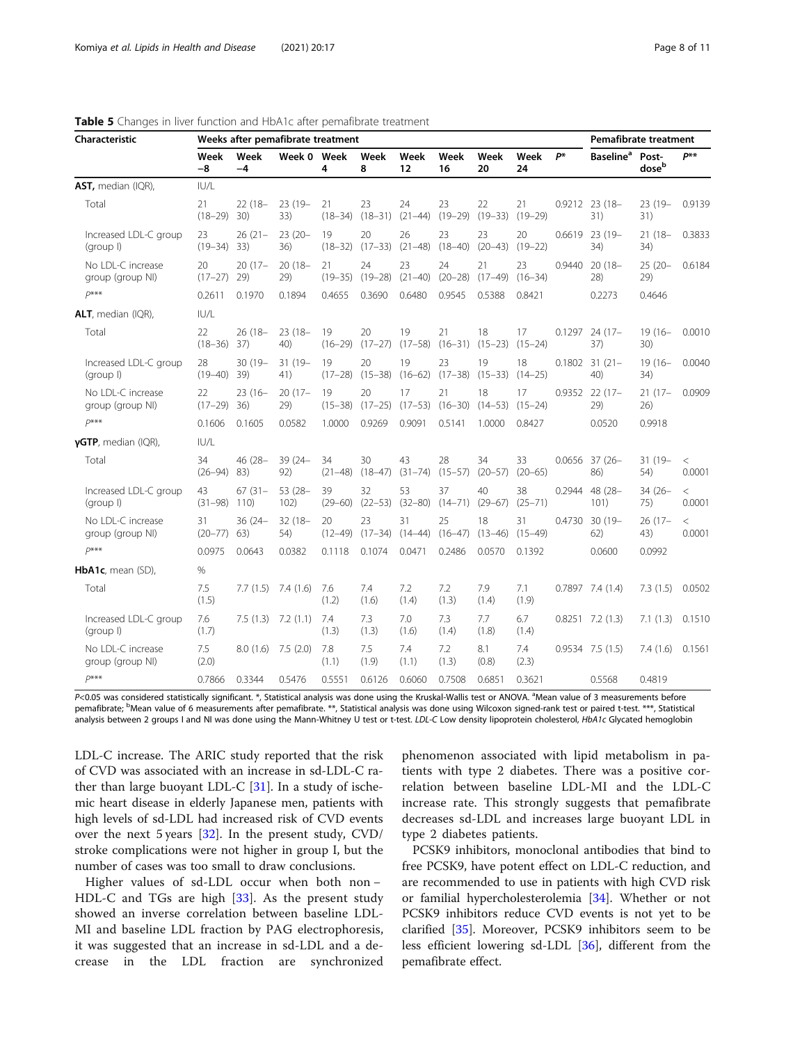**Table 5** Changes in liver function and HbA1c after pemafibrate treatment

| Characteristic | Weeks after pemafibrate treatment | | | | | | | | | | Pemafibrate treatment | | |
|---|---|---|---|---|---|---|---|---|---|---|---|---|---|
| | Week −8 | Week −4 | Week 0 | Week 4 | Week 8 | Week 12 | Week 16 | Week 20 | Week 24 | P* | Baseline[a] | Post-dose[b] | P** |
| **AST**, median (IQR), | IU/L | | | | | | | | | | | | |
| Total | 21 (18–29) | 22 (18–30) | 23 (19–33) | 21 (18–34) | 23 (18–31) | 24 (21–44) | 23 (19–29) | 22 (19–33) | 21 (19–29) | 0.9212 | 23 (18–31) | 23 (19–31) | 0.9139 |
| Increased LDL-C group (group I) | 23 (19–34) | 26 (21–33) | 23 (20–36) | 19 (18–32) | 20 (17–33) | 26 (21–48) | 23 (18–40) | 23 (20–43) | 20 (19–22) | 0.6619 | 23 (19–34) | 21 (18–34) | 0.3833 |
| No LDL-C increase group (group NI) | 20 (17–27) | 20 (17–29) | 20 (18–29) | 21 (19–35) | 24 (19–28) | 23 (21–40) | 24 (20–28) | 21 (17–49) | 23 (16–34) | 0.9440 | 20 (18–28) | 25 (20–29) | 0.6184 |
| P*** | 0.2611 | 0.1970 | 0.1894 | 0.4655 | 0.3690 | 0.6480 | 0.9545 | 0.5388 | 0.8421 | | 0.2273 | 0.4646 | |
| **ALT**, median (IQR), | IU/L | | | | | | | | | | | | |
| Total | 22 (18–36) | 26 (18–37) | 23 (18–40) | 19 (16–29) | 20 (17–27) | 19 (17–58) | 21 (16–31) | 18 (15–23) | 17 (15–24) | 0.1297 | 24 (17–37) | 19 (16–30) | 0.0010 |
| Increased LDL-C group (group I) | 28 (19–40) | 30 (19–39) | 31 (19–41) | 19 (17–28) | 20 (15–38) | 19 (16–62) | 23 (17–38) | 19 (15–33) | 18 (14–25) | 0.1802 | 31 (21–40) | 19 (16–34) | 0.0040 |
| No LDL-C increase group (group NI) | 22 (17–29) | 23 (16–36) | 20 (17–29) | 19 (15–38) | 20 (17–25) | 17 (17–53) | 21 (16–30) | 18 (14–53) | 17 (15–24) | 0.9352 | 22 (17–29) | 21 (17–26) | 0.0909 |
| P*** | 0.1606 | 0.1605 | 0.0582 | 1.0000 | 0.9269 | 0.9091 | 0.5141 | 1.0000 | 0.8427 | | 0.0520 | 0.9918 | |
| **γGTP**, median (IQR), | IU/L | | | | | | | | | | | | |
| Total | 34 (26–94) | 46 (28–83) | 39 (24–92) | 34 (21–48) | 30 (18–47) | 43 (31–74) | 28 (15–57) | 34 (20–57) | 33 (20–65) | 0.0656 | 37 (26–86) | 31 (19–54) | < 0.0001 |
| Increased LDL-C group (group I) | 43 (31–98) | 67 (31–110) | 53 (28–102) | 39 (29–60) | 32 (22–53) | 53 (32–80) | 37 (14–71) | 40 (29–67) | 38 (25–71) | 0.2944 | 48 (28–101) | 34 (26–75) | < 0.0001 |
| No LDL-C increase group (group NI) | 31 (20–77) | 36 (24–63) | 32 (18–54) | 20 (12–49) | 23 (17–34) | 31 (14–44) | 25 (16–47) | 18 (13–46) | 31 (15–49) | 0.4730 | 30 (19–62) | 26 (17–43) | < 0.0001 |
| P*** | 0.0975 | 0.0643 | 0.0382 | 0.1118 | 0.1074 | 0.0471 | 0.2486 | 0.0570 | 0.1392 | | 0.0600 | 0.0992 | |
| **HbA1c**, mean (SD), | % | | | | | | | | | | | | |
| Total | 7.5 (1.5) | 7.7 (1.5) | 7.4 (1.6) | 7.6 (1.2) | 7.4 (1.6) | 7.2 (1.4) | 7.2 (1.3) | 7.9 (1.4) | 7.1 (1.9) | 0.7897 | 7.4 (1.4) | 7.3 (1.5) | 0.0502 |
| Increased LDL-C group (group I) | 7.6 (1.7) | 7.5 (1.3) | 7.2 (1.1) | 7.4 (1.3) | 7.3 (1.3) | 7.0 (1.6) | 7.3 (1.4) | 7.7 (1.8) | 6.7 (1.4) | 0.8251 | 7.2 (1.3) | 7.1 (1.3) | 0.1510 |
| No LDL-C increase group (group NI) | 7.5 (2.0) | 8.0 (1.6) | 7.5 (2.0) | 7.8 (1.1) | 7.5 (1.9) | 7.4 (1.1) | 7.2 (1.3) | 8.1 (0.8) | 7.4 (2.3) | 0.9534 | 7.5 (1.5) | 7.4 (1.6) | 0.1561 |
| P*** | 0.7866 | 0.3344 | 0.5476 | 0.5551 | 0.6126 | 0.6060 | 0.7508 | 0.6851 | 0.3621 | | 0.5568 | 0.4819 | |

$P<0.05$ was considered statistically significant. *, Statistical analysis was done using the Kruskal-Wallis test or ANOVA. [a]Mean value of 3 measurements before pemafibrate; [b]Mean value of 6 measurements after pemafibrate. **, Statistical analysis was done using Wilcoxon signed-rank test or paired t-test. ***, Statistical analysis between 2 groups I and NI was done using the Mann-Whitney U test or t-test. *LDL-C* Low density lipoprotein cholesterol, *HbA1c* Glycated hemoglobin

LDL-C increase. The ARIC study reported that the risk of CVD was associated with an increase in sd-LDL-C rather than large buoyant LDL-C [31]. In a study of ischemic heart disease in elderly Japanese men, patients with high levels of sd-LDL had increased risk of CVD events over the next 5 years [32]. In the present study, CVD/stroke complications were not higher in group I, but the number of cases was too small to draw conclusions.

Higher values of sd-LDL occur when both non – HDL-C and TGs are high [33]. As the present study showed an inverse correlation between baseline LDL-MI and baseline LDL fraction by PAG electrophoresis, it was suggested that an increase in sd-LDL and a decrease in the LDL fraction are synchronized phenomenon associated with lipid metabolism in patients with type 2 diabetes. There was a positive correlation between baseline LDL-MI and the LDL-C increase rate. This strongly suggests that pemafibrate decreases sd-LDL and increases large buoyant LDL in type 2 diabetes patients.

PCSK9 inhibitors, monoclonal antibodies that bind to free PCSK9, have potent effect on LDL-C reduction, and are recommended to use in patients with high CVD risk or familial hypercholesterolemia [34]. Whether or not PCSK9 inhibitors reduce CVD events is not yet to be clarified [35]. Moreover, PCSK9 inhibitors seem to be less efficient lowering sd-LDL [36], different from the pemafibrate effect.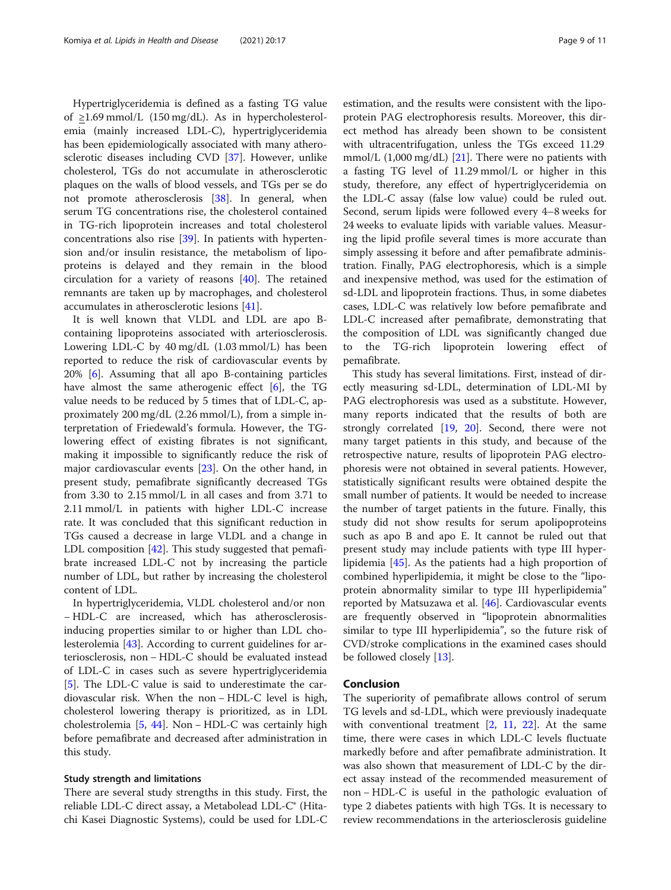Hypertriglyceridemia is defined as a fasting TG value of ≥1.69 mmol/L (150 mg/dL). As in hypercholesterolemia (mainly increased LDL-C), hypertriglyceridemia has been epidemiologically associated with many atherosclerotic diseases including CVD [37]. However, unlike cholesterol, TGs do not accumulate in atherosclerotic plaques on the walls of blood vessels, and TGs per se do not promote atherosclerosis [38]. In general, when serum TG concentrations rise, the cholesterol contained in TG-rich lipoprotein increases and total cholesterol concentrations also rise [39]. In patients with hypertension and/or insulin resistance, the metabolism of lipoproteins is delayed and they remain in the blood circulation for a variety of reasons [40]. The retained remnants are taken up by macrophages, and cholesterol accumulates in atherosclerotic lesions [41].

It is well known that VLDL and LDL are apo B-containing lipoproteins associated with arteriosclerosis. Lowering LDL-C by 40 mg/dL (1.03 mmol/L) has been reported to reduce the risk of cardiovascular events by 20% [6]. Assuming that all apo B-containing particles have almost the same atherogenic effect [6], the TG value needs to be reduced by 5 times that of LDL-C, approximately 200 mg/dL (2.26 mmol/L), from a simple interpretation of Friedewald's formula. However, the TG-lowering effect of existing fibrates is not significant, making it impossible to significantly reduce the risk of major cardiovascular events [23]. On the other hand, in present study, pemafibrate significantly decreased TGs from 3.30 to 2.15 mmol/L in all cases and from 3.71 to 2.11 mmol/L in patients with higher LDL-C increase rate. It was concluded that this significant reduction in TGs caused a decrease in large VLDL and a change in LDL composition [42]. This study suggested that pemafibrate increased LDL-C not by increasing the particle number of LDL, but rather by increasing the cholesterol content of LDL.

In hypertriglyceridemia, VLDL cholesterol and/or non – HDL-C are increased, which has atherosclerosis-inducing properties similar to or higher than LDL cholesterolemia [43]. According to current guidelines for arteriosclerosis, non – HDL-C should be evaluated instead of LDL-C in cases such as severe hypertriglyceridemia [5]. The LDL-C value is said to underestimate the cardiovascular risk. When the non – HDL-C level is high, cholesterol lowering therapy is prioritized, as in LDL cholestrolemia [5, 44]. Non – HDL-C was certainly high before pemafibrate and decreased after administration in this study.

### Study strength and limitations

There are several study strengths in this study. First, the reliable LDL-C direct assay, a Metabolead LDL-C® (Hitachi Kasei Diagnostic Systems), could be used for LDL-C estimation, and the results were consistent with the lipoprotein PAG electrophoresis results. Moreover, this direct method has already been shown to be consistent with ultracentrifugation, unless the TGs exceed 11.29 mmol/L (1,000 mg/dL) [21]. There were no patients with a fasting TG level of 11.29 mmol/L or higher in this study, therefore, any effect of hypertriglyceridemia on the LDL-C assay (false low value) could be ruled out. Second, serum lipids were followed every 4–8 weeks for 24 weeks to evaluate lipids with variable values. Measuring the lipid profile several times is more accurate than simply assessing it before and after pemafibrate administration. Finally, PAG electrophoresis, which is a simple and inexpensive method, was used for the estimation of sd-LDL and lipoprotein fractions. Thus, in some diabetes cases, LDL-C was relatively low before pemafibrate and LDL-C increased after pemafibrate, demonstrating that the composition of LDL was significantly changed due to the TG-rich lipoprotein lowering effect of pemafibrate.

This study has several limitations. First, instead of directly measuring sd-LDL, determination of LDL-MI by PAG electrophoresis was used as a substitute. However, many reports indicated that the results of both are strongly correlated [19, 20]. Second, there were not many target patients in this study, and because of the retrospective nature, results of lipoprotein PAG electrophoresis were not obtained in several patients. However, statistically significant results were obtained despite the small number of patients. It would be needed to increase the number of target patients in the future. Finally, this study did not show results for serum apolipoproteins such as apo B and apo E. It cannot be ruled out that present study may include patients with type III hyperlipidemia [45]. As the patients had a high proportion of combined hyperlipidemia, it might be close to the "lipoprotein abnormality similar to type III hyperlipidemia" reported by Matsuzawa et al. [46]. Cardiovascular events are frequently observed in "lipoprotein abnormalities similar to type III hyperlipidemia", so the future risk of CVD/stroke complications in the examined cases should be followed closely [13].

## Conclusion

The superiority of pemafibrate allows control of serum TG levels and sd-LDL, which were previously inadequate with conventional treatment [2, 11, 22]. At the same time, there were cases in which LDL-C levels fluctuate markedly before and after pemafibrate administration. It was also shown that measurement of LDL-C by the direct assay instead of the recommended measurement of non – HDL-C is useful in the pathologic evaluation of type 2 diabetes patients with high TGs. It is necessary to review recommendations in the arteriosclerosis guideline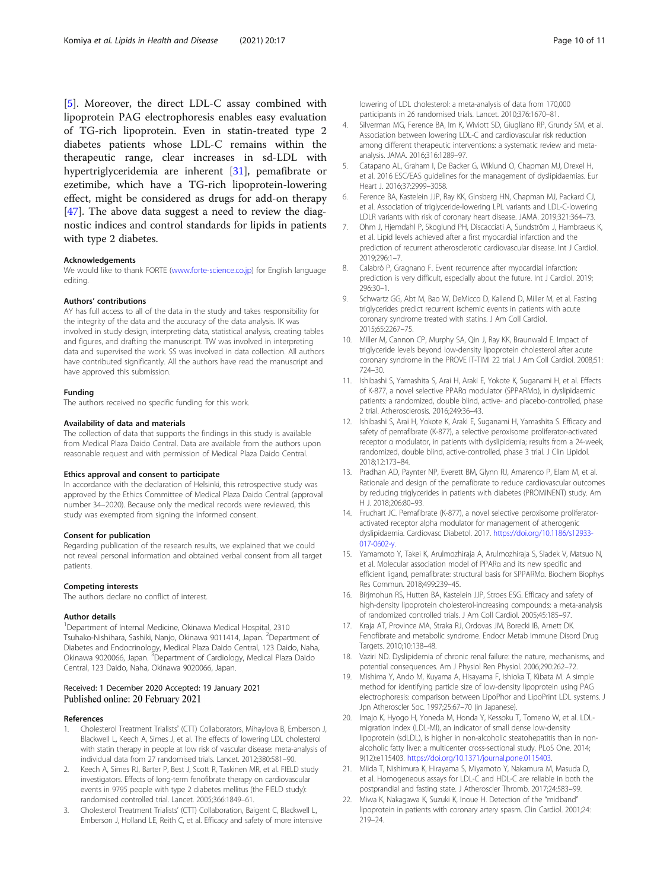[5]. Moreover, the direct LDL-C assay combined with lipoprotein PAG electrophoresis enables easy evaluation of TG-rich lipoprotein. Even in statin-treated type 2 diabetes patients whose LDL-C remains within the therapeutic range, clear increases in sd-LDL with hypertriglyceridemia are inherent [31], pemafibrate or ezetimibe, which have a TG-rich lipoprotein-lowering effect, might be considered as drugs for add-on therapy [47]. The above data suggest a need to review the diagnostic indices and control standards for lipids in patients with type 2 diabetes.

### Acknowledgements

We would like to thank FORTE (www.forte-science.co.jp) for English language editing.

### Authors' contributions

AY has full access to all of the data in the study and takes responsibility for the integrity of the data and the accuracy of the data analysis. IK was involved in study design, interpreting data, statistical analysis, creating tables and figures, and drafting the manuscript. TW was involved in interpreting data and supervised the work. SS was involved in data collection. All authors have contributed significantly. All the authors have read the manuscript and have approved this submission.

### Funding

The authors received no specific funding for this work.

### Availability of data and materials

The collection of data that supports the findings in this study is available from Medical Plaza Daido Central. Data are available from the authors upon reasonable request and with permission of Medical Plaza Daido Central.

### Ethics approval and consent to participate

In accordance with the declaration of Helsinki, this retrospective study was approved by the Ethics Committee of Medical Plaza Daido Central (approval number 34–2020). Because only the medical records were reviewed, this study was exempted from signing the informed consent.

### Consent for publication

Regarding publication of the research results, we explained that we could not reveal personal information and obtained verbal consent from all target patients.

### Competing interests

The authors declare no conflict of interest.

### Author details

[1]Department of Internal Medicine, Okinawa Medical Hospital, 2310 Tsuhako-Nishihara, Sashiki, Nanjo, Okinawa 9011414, Japan. [2]Department of Diabetes and Endocrinology, Medical Plaza Daido Central, 123 Daido, Naha, Okinawa 9020066, Japan. [3]Department of Cardiology, Medical Plaza Daido Central, 123 Daido, Naha, Okinawa 9020066, Japan.

Received: 1 December 2020 Accepted: 19 January 2021
Published online: 20 February 2021

### References

1. Cholesterol Treatment Trialists' (CTT) Collaborators, Mihaylova B, Emberson J, Blackwell L, Keech A, Simes J, et al. The effects of lowering LDL cholesterol with statin therapy in people at low risk of vascular disease: meta-analysis of individual data from 27 randomised trials. Lancet. 2012;380:581–90.
2. Keech A, Simes RJ, Barter P, Best J, Scott R, Taskinen MR, et al. FIELD study investigators. Effects of long-term fenofibrate therapy on cardiovascular events in 9795 people with type 2 diabetes mellitus (the FIELD study): randomised controlled trial. Lancet. 2005;366:1849–61.
3. Cholesterol Treatment Trialists' (CTT) Collaboration, Baigent C, Blackwell L, Emberson J, Holland LE, Reith C, et al. Efficacy and safety of more intensive lowering of LDL cholesterol: a meta-analysis of data from 170,000 participants in 26 randomised trials. Lancet. 2010;376:1670–81.
4. Silverman MG, Ference BA, Im K, Wiviott SD, Giugliano RP, Grundy SM, et al. Association between lowering LDL-C and cardiovascular risk reduction among different therapeutic interventions: a systematic review and meta-analysis. JAMA. 2016;316:1289–97.
5. Catapano AL, Graham I, De Backer G, Wiklund O, Chapman MJ, Drexel H, et al. 2016 ESC/EAS guidelines for the management of dyslipidaemias. Eur Heart J. 2016;37:2999–3058.
6. Ference BA, Kastelein JJP, Ray KK, Ginsberg HN, Chapman MJ, Packard CJ, et al. Association of triglyceride-lowering LPL variants and LDL-C-lowering LDLR variants with risk of coronary heart disease. JAMA. 2019;321:364–73.
7. Ohm J, Hjemdahl P, Skoglund PH, Discacciati A, Sundström J, Hambraeus K, et al. Lipid levels achieved after a first myocardial infarction and the prediction of recurrent atherosclerotic cardiovascular disease. Int J Cardiol. 2019;296:1–7.
8. Calabrò P, Gragnano F. Event recurrence after myocardial infarction: prediction is very difficult, especially about the future. Int J Cardiol. 2019; 296:30–1.
9. Schwartz GG, Abt M, Bao W, DeMicco D, Kallend D, Miller M, et al. Fasting triglycerides predict recurrent ischemic events in patients with acute coronary syndrome treated with statins. J Am Coll Cardiol. 2015;65:2267–75.
10. Miller M, Cannon CP, Murphy SA, Qin J, Ray KK, Braunwald E. Impact of triglyceride levels beyond low-density lipoprotein cholesterol after acute coronary syndrome in the PROVE IT-TIMI 22 trial. J Am Coll Cardiol. 2008;51: 724–30.
11. Ishibashi S, Yamashita S, Arai H, Araki E, Yokote K, Suganami H, et al. Effects of K-877, a novel selective PPARα modulator (SPPARMα), in dyslipidaemic patients: a randomized, double blind, active- and placebo-controlled, phase 2 trial. Atherosclerosis. 2016;249:36–43.
12. Ishibashi S, Arai H, Yokote K, Araki E, Suganami H, Yamashita S. Efficacy and safety of pemafibrate (K-877), a selective peroxisome proliferator-activated receptor α modulator, in patients with dyslipidemia; results from a 24-week, randomized, double blind, active-controlled, phase 3 trial. J Clin Lipidol. 2018;12:173–84.
13. Pradhan AD, Paynter NP, Everett BM, Glynn RJ, Amarenco P, Elam M, et al. Rationale and design of the pemafibrate to reduce cardiovascular outcomes by reducing triglycerides in patients with diabetes (PROMINENT) study. Am H J. 2018;206:80–93.
14. Fruchart JC. Pemafibrate (K-877), a novel selective peroxisome proliferator-activated receptor alpha modulator for management of atherogenic dyslipidaemia. Cardiovasc Diabetol. 2017. https://doi.org/10.1186/s12933-017-0602-y.
15. Yamamoto Y, Takei K, Arulmozhiraja A, Arulmozhiraja S, Sladek V, Matsuo N, et al. Molecular association model of PPARα and its new specific and efficient ligand, pemafibrate: structural basis for SPPARMα. Biochem Biophys Res Commun. 2018;499:239–45.
16. Birjmohun RS, Hutten BA, Kastelein JJP, Stroes ESG. Efficacy and safety of high-density lipoprotein cholesterol-increasing compounds: a meta-analysis of randomized controlled trials. J Am Coll Cardiol. 2005;45:185–97.
17. Kraja AT, Province MA, Straka RJ, Ordovas JM, Borecki IB, Arnett DK. Fenofibrate and metabolic syndrome. Endocr Metab Immune Disord Drug Targets. 2010;10:138–48.
18. Vaziri ND. Dyslipidemia of chronic renal failure: the nature, mechanisms, and potential consequences. Am J Physiol Ren Physiol. 2006;290:262–72.
19. Mishima Y, Ando M, Kuyama A, Hisayama F, Ishioka T, Kibata M. A simple method for identifying particle size of low-density lipoprotein using PAG electrophoresis: comparison between LipoPhor and LipoPrint LDL systems. J Jpn Atheroscler Soc. 1997;25:67–70 (in Japanese).
20. Imajo K, Hyogo H, Yoneda M, Honda Y, Kessoku T, Tomeno W, et al. LDL-migration index (LDL-MI), an indicator of small dense low-density lipoprotein (sdLDL), is higher in non-alcoholic steatohepatitis than in non-alcoholic fatty liver: a multicenter cross-sectional study. PLoS One. 2014; 9(12):e115403. https://doi.org/10.1371/journal.pone.0115403.
21. Miida T, Nishimura K, Hirayama S, Miyamoto Y, Nakamura M, Masuda D, et al. Homogeneous assays for LDL-C and HDL-C are reliable in both the postprandial and fasting state. J Atheroscler Thromb. 2017;24:583–99.
22. Miwa K, Nakagawa K, Suzuki K, Inoue H. Detection of the "midband" lipoprotein in patients with coronary artery spasm. Clin Cardiol. 2001;24: 219–24.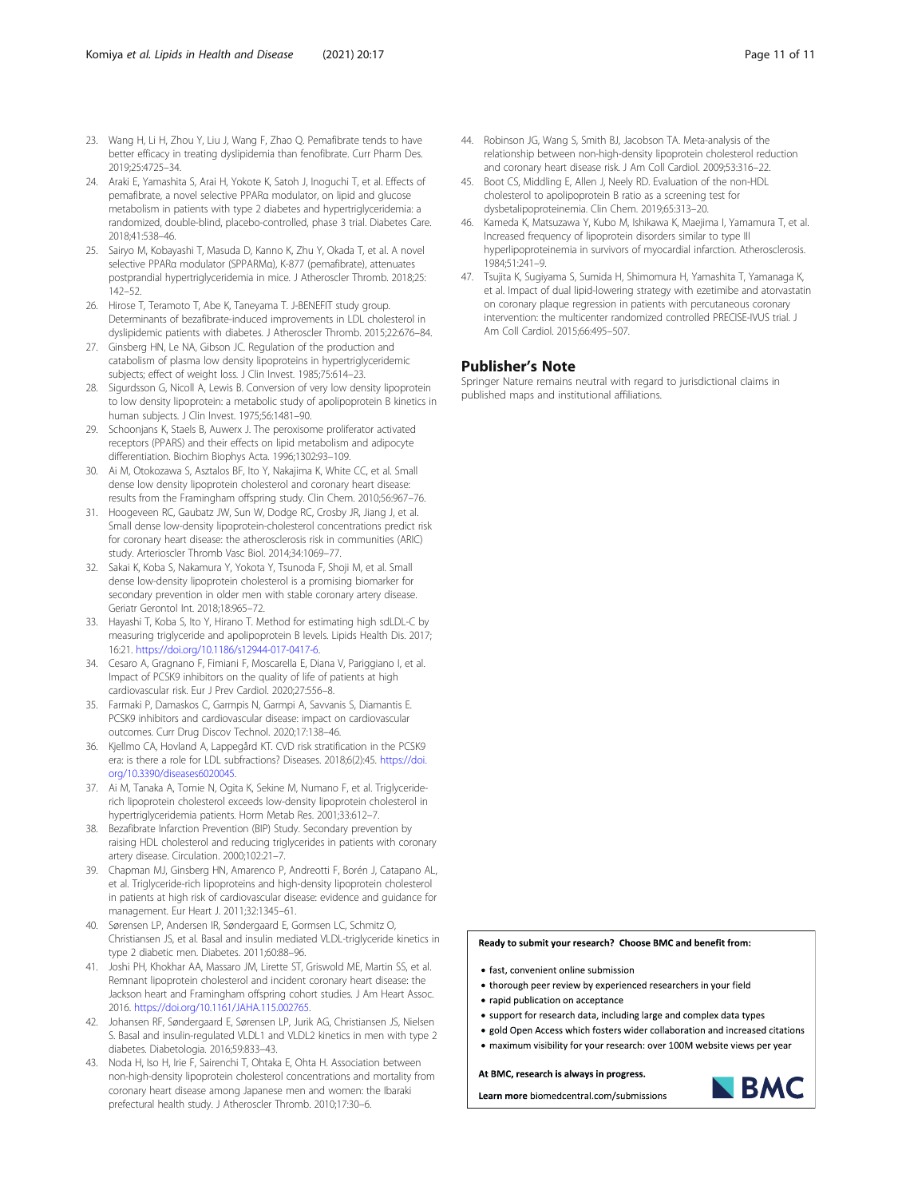23. Wang H, Li H, Zhou Y, Liu J, Wang F, Zhao Q. Pemafibrate tends to have better efficacy in treating dyslipidemia than fenofibrate. Curr Pharm Des. 2019;25:4725–34.
24. Araki E, Yamashita S, Arai H, Yokote K, Satoh J, Inoguchi T, et al. Effects of pemafibrate, a novel selective PPARα modulator, on lipid and glucose metabolism in patients with type 2 diabetes and hypertriglyceridemia: a randomized, double-blind, placebo-controlled, phase 3 trial. Diabetes Care. 2018;41:538–46.
25. Sairyo M, Kobayashi T, Masuda D, Kanno K, Zhu Y, Okada T, et al. A novel selective PPARα modulator (SPPARMα), K-877 (pemafibrate), attenuates postprandial hypertriglyceridemia in mice. J Atheroscler Thromb. 2018;25:142–52.
26. Hirose T, Teramoto T, Abe K, Taneyama T. J-BENEFIT study group. Determinants of bezafibrate-induced improvements in LDL cholesterol in dyslipidemic patients with diabetes. J Atheroscler Thromb. 2015;22:676–84.
27. Ginsberg HN, Le NA, Gibson JC. Regulation of the production and catabolism of plasma low density lipoproteins in hypertriglyceridemic subjects; effect of weight loss. J Clin Invest. 1985;75:614–23.
28. Sigurdsson G, Nicoll A, Lewis B. Conversion of very low density lipoprotein to low density lipoprotein: a metabolic study of apolipoprotein B kinetics in human subjects. J Clin Invest. 1975;56:1481–90.
29. Schoonjans K, Staels B, Auwerx J. The peroxisome proliferator activated receptors (PPARS) and their effects on lipid metabolism and adipocyte differentiation. Biochim Biophys Acta. 1996;1302:93–109.
30. Ai M, Otokozawa S, Asztalos BF, Ito Y, Nakajima K, White CC, et al. Small dense low density lipoprotein cholesterol and coronary heart disease: results from the Framingham offspring study. Clin Chem. 2010;56:967–76.
31. Hoogeveen RC, Gaubatz JW, Sun W, Dodge RC, Crosby JR, Jiang J, et al. Small dense low-density lipoprotein-cholesterol concentrations predict risk for coronary heart disease: the atherosclerosis risk in communities (ARIC) study. Arterioscler Thromb Vasc Biol. 2014;34:1069–77.
32. Sakai K, Koba S, Nakamura Y, Yokota Y, Tsunoda F, Shoji M, et al. Small dense low-density lipoprotein cholesterol is a promising biomarker for secondary prevention in older men with stable coronary artery disease. Geriatr Gerontol Int. 2018;18:965–72.
33. Hayashi T, Koba S, Ito Y, Hirano T. Method for estimating high sdLDL-C by measuring triglyceride and apolipoprotein B levels. Lipids Health Dis. 2017;16:21. https://doi.org/10.1186/s12944-017-0417-6.
34. Cesaro A, Gragnano F, Fimiani F, Moscarella E, Diana V, Pariggiano I, et al. Impact of PCSK9 inhibitors on the quality of life of patients at high cardiovascular risk. Eur J Prev Cardiol. 2020;27:556–8.
35. Farmaki P, Damaskos C, Garmpis N, Garmpi A, Savvanis S, Diamantis E. PCSK9 inhibitors and cardiovascular disease: impact on cardiovascular outcomes. Curr Drug Discov Technol. 2020;17:138–46.
36. Kjellmo CA, Hovland A, Lappegård KT. CVD risk stratification in the PCSK9 era: is there a role for LDL subfractions? Diseases. 2018;6(2):45. https://doi.org/10.3390/diseases6020045.
37. Ai M, Tanaka A, Tomie N, Ogita K, Sekine M, Numano F, et al. Triglyceride-rich lipoprotein cholesterol exceeds low-density lipoprotein cholesterol in hypertriglyceridemia patients. Horm Metab Res. 2001;33:612–7.
38. Bezafibrate Infarction Prevention (BIP) Study. Secondary prevention by raising HDL cholesterol and reducing triglycerides in patients with coronary artery disease. Circulation. 2000;102:21–7.
39. Chapman MJ, Ginsberg HN, Amarenco P, Andreotti F, Borén J, Catapano AL, et al. Triglyceride-rich lipoproteins and high-density lipoprotein cholesterol in patients at high risk of cardiovascular disease: evidence and guidance for management. Eur Heart J. 2011;32:1345–61.
40. Sørensen LP, Andersen IR, Søndergaard E, Gormsen LC, Schmitz O, Christiansen JS, et al. Basal and insulin mediated VLDL-triglyceride kinetics in type 2 diabetic men. Diabetes. 2011;60:88–96.
41. Joshi PH, Khokhar AA, Massaro JM, Lirette ST, Griswold ME, Martin SS, et al. Remnant lipoprotein cholesterol and incident coronary heart disease: the Jackson heart and Framingham offspring cohort studies. J Am Heart Assoc. 2016. https://doi.org/10.1161/JAHA.115.002765.
42. Johansen RF, Søndergaard E, Sørensen LP, Jurik AG, Christiansen JS, Nielsen S. Basal and insulin-regulated VLDL1 and VLDL2 kinetics in men with type 2 diabetes. Diabetologia. 2016;59:833–43.
43. Noda H, Iso H, Irie F, Sairenchi T, Ohtaka E, Ohta H. Association between non-high-density lipoprotein cholesterol concentrations and mortality from coronary heart disease among Japanese men and women: the Ibaraki prefectural health study. J Atheroscler Thromb. 2010;17:30–6.
44. Robinson JG, Wang S, Smith BJ, Jacobson TA. Meta-analysis of the relationship between non-high-density lipoprotein cholesterol reduction and coronary heart disease risk. J Am Coll Cardiol. 2009;53:316–22.
45. Boot CS, Middling E, Allen J, Neely RD. Evaluation of the non-HDL cholesterol to apolipoprotein B ratio as a screening test for dysbetalipoproteinemia. Clin Chem. 2019;65:313–20.
46. Kameda K, Matsuzawa Y, Kubo M, Ishikawa K, Maejima I, Yamamura T, et al. Increased frequency of lipoprotein disorders similar to type III hyperlipoproteinemia in survivors of myocardial infarction. Atherosclerosis. 1984;51:241–9.
47. Tsujita K, Sugiyama S, Sumida H, Shimomura H, Yamashita T, Yamanaga K, et al. Impact of dual lipid-lowering strategy with ezetimibe and atorvastatin on coronary plaque regression in patients with percutaneous coronary intervention: the multicenter randomized controlled PRECISE-IVUS trial. J Am Coll Cardiol. 2015;66:495–507.

## Publisher's Note

Springer Nature remains neutral with regard to jurisdictional claims in published maps and institutional affiliations.

**Ready to submit your research? Choose BMC and benefit from:**

- fast, convenient online submission
- thorough peer review by experienced researchers in your field
- rapid publication on acceptance
- support for research data, including large and complex data types
- gold Open Access which fosters wider collaboration and increased citations
- maximum visibility for your research: over 100M website views per year

**At BMC, research is always in progress.**

**Learn more** biomedcentral.com/submissions

BMC